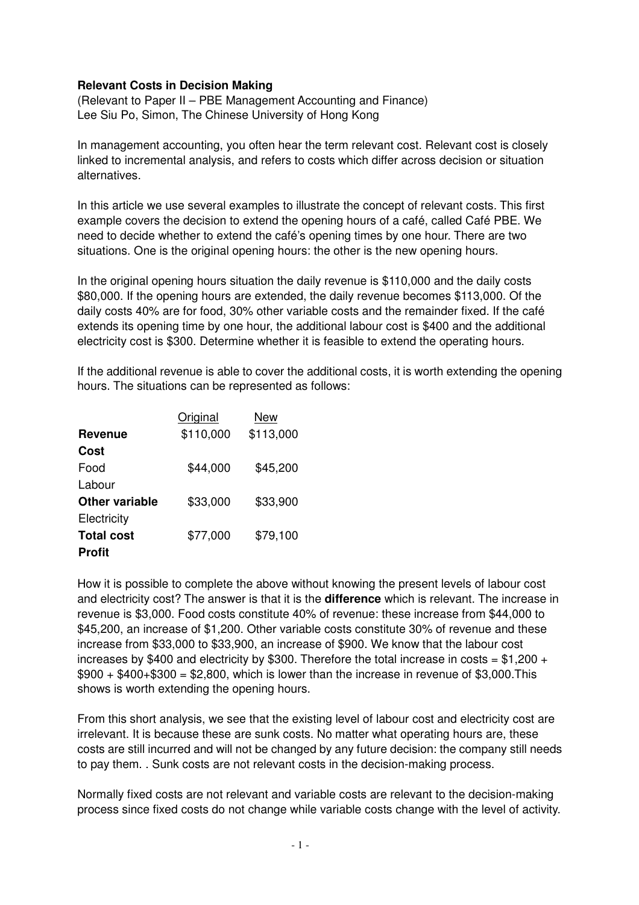**Relevant Costs in Decision Making**

(Relevant to Paper II – PBE Management Accounting and Finance)
Lee Siu Po, Simon, The Chinese University of Hong Kong

In management accounting, you often hear the term relevant cost. Relevant cost is closely linked to incremental analysis, and refers to costs which differ across decision or situation alternatives.

In this article we use several examples to illustrate the concept of relevant costs. This first example covers the decision to extend the opening hours of a café, called Café PBE. We need to decide whether to extend the café's opening times by one hour. There are two situations. One is the original opening hours: the other is the new opening hours.

In the original opening hours situation the daily revenue is $110,000 and the daily costs $80,000. If the opening hours are extended, the daily revenue becomes $113,000. Of the daily costs 40% are for food, 30% other variable costs and the remainder fixed. If the café extends its opening time by one hour, the additional labour cost is $400 and the additional electricity cost is $300. Determine whether it is feasible to extend the operating hours.

If the additional revenue is able to cover the additional costs, it is worth extending the opening hours. The situations can be represented as follows:

| | Original | New |
|---|---|---|
| **Revenue** | $110,000 | $113,000 |
| **Cost** | | |
| Food | $44,000 | $45,200 |
| Labour | | |
| **Other variable** | $33,000 | $33,900 |
| Electricity | | |
| **Total cost** | $77,000 | $79,100 |
| **Profit** | | |

How it is possible to complete the above without knowing the present levels of labour cost and electricity cost? The answer is that it is the **difference** which is relevant. The increase in revenue is $3,000. Food costs constitute 40% of revenue: these increase from $44,000 to $45,200, an increase of $1,200. Other variable costs constitute 30% of revenue and these increase from $33,000 to $33,900, an increase of $900. We know that the labour cost increases by $400 and electricity by $300. Therefore the total increase in costs = $1,200 + $900 + $400+$300 = $2,800, which is lower than the increase in revenue of $3,000.This shows is worth extending the opening hours.

From this short analysis, we see that the existing level of labour cost and electricity cost are irrelevant. It is because these are sunk costs. No matter what operating hours are, these costs are still incurred and will not be changed by any future decision: the company still needs to pay them. . Sunk costs are not relevant costs in the decision-making process.

Normally fixed costs are not relevant and variable costs are relevant to the decision-making process since fixed costs do not change while variable costs change with the level of activity.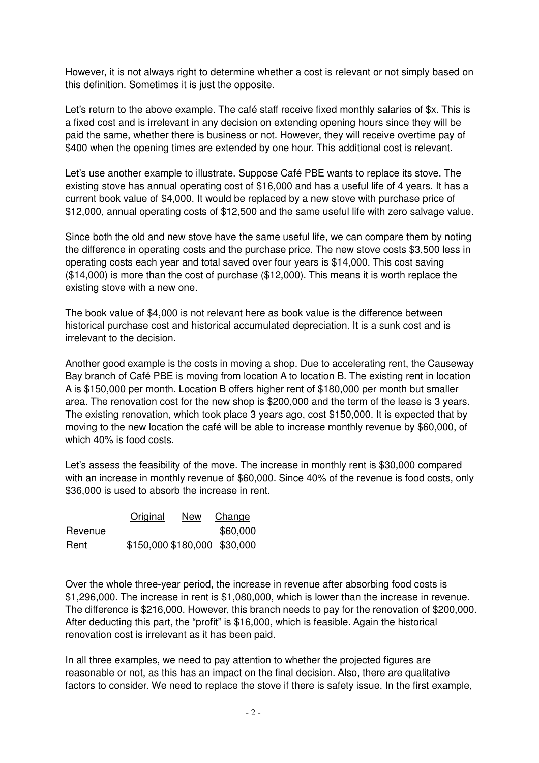However, it is not always right to determine whether a cost is relevant or not simply based on this definition. Sometimes it is just the opposite.

Let's return to the above example. The café staff receive fixed monthly salaries of $x. This is a fixed cost and is irrelevant in any decision on extending opening hours since they will be paid the same, whether there is business or not. However, they will receive overtime pay of $400 when the opening times are extended by one hour. This additional cost is relevant.

Let's use another example to illustrate. Suppose Café PBE wants to replace its stove. The existing stove has annual operating cost of $16,000 and has a useful life of 4 years. It has a current book value of $4,000. It would be replaced by a new stove with purchase price of $12,000, annual operating costs of $12,500 and the same useful life with zero salvage value.

Since both the old and new stove have the same useful life, we can compare them by noting the difference in operating costs and the purchase price. The new stove costs $3,500 less in operating costs each year and total saved over four years is $14,000. This cost saving ($14,000) is more than the cost of purchase ($12,000). This means it is worth replace the existing stove with a new one.

The book value of $4,000 is not relevant here as book value is the difference between historical purchase cost and historical accumulated depreciation. It is a sunk cost and is irrelevant to the decision.

Another good example is the costs in moving a shop. Due to accelerating rent, the Causeway Bay branch of Café PBE is moving from location A to location B. The existing rent in location A is $150,000 per month. Location B offers higher rent of $180,000 per month but smaller area. The renovation cost for the new shop is $200,000 and the term of the lease is 3 years. The existing renovation, which took place 3 years ago, cost $150,000. It is expected that by moving to the new location the café will be able to increase monthly revenue by $60,000, of which 40% is food costs.

Let's assess the feasibility of the move. The increase in monthly rent is $30,000 compared with an increase in monthly revenue of $60,000. Since 40% of the revenue is food costs, only $36,000 is used to absorb the increase in rent.

| | Original | New | Change |
|---|---|---|---|
| Revenue | | | $60,000 |
| Rent | $150,000 | $180,000 | $30,000 |

Over the whole three-year period, the increase in revenue after absorbing food costs is $1,296,000. The increase in rent is $1,080,000, which is lower than the increase in revenue. The difference is $216,000. However, this branch needs to pay for the renovation of $200,000. After deducting this part, the "profit" is $16,000, which is feasible. Again the historical renovation cost is irrelevant as it has been paid.

In all three examples, we need to pay attention to whether the projected figures are reasonable or not, as this has an impact on the final decision. Also, there are qualitative factors to consider. We need to replace the stove if there is safety issue. In the first example,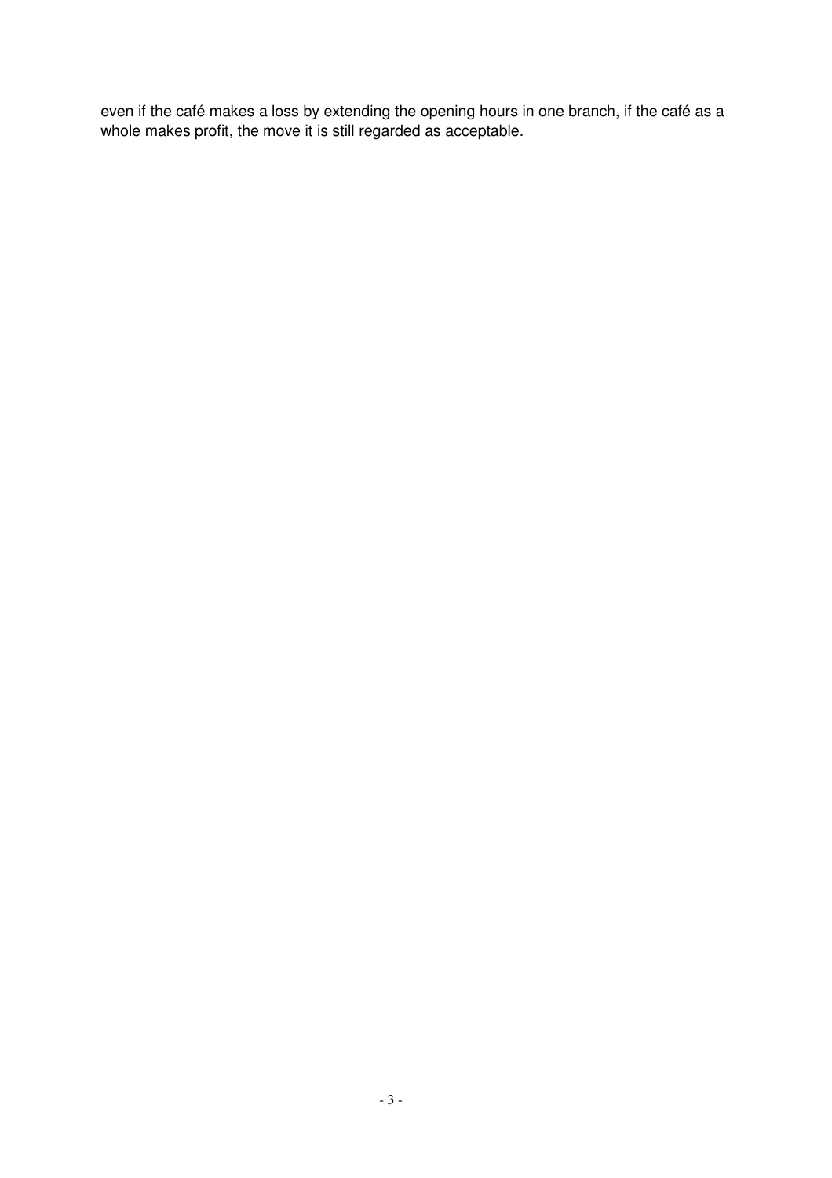even if the café makes a loss by extending the opening hours in one branch, if the café as a whole makes profit, the move it is still regarded as acceptable.